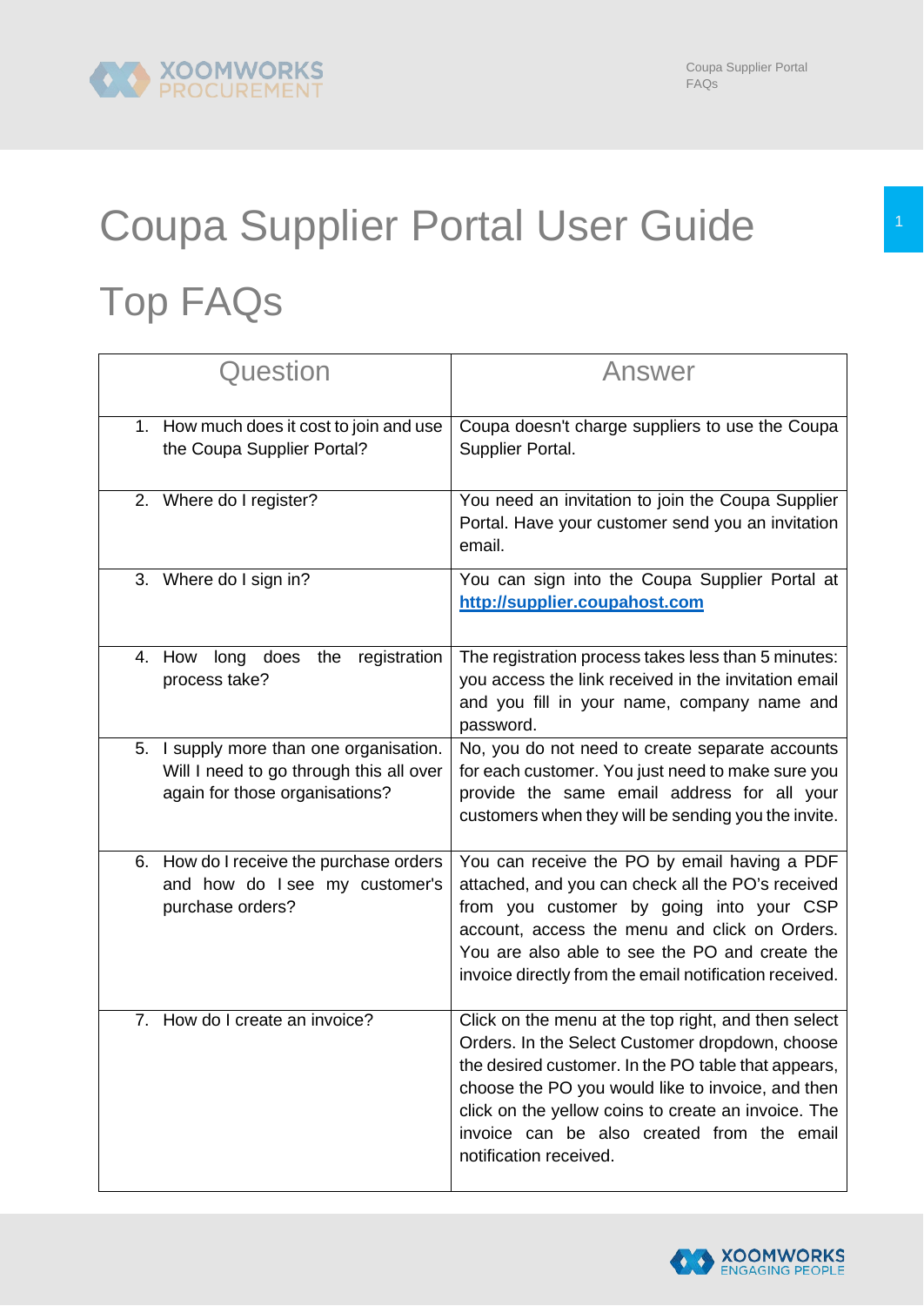# Coupa Supplier Portal User Guide

## Top FAQs

| Question | Answer |
|---|---|
| 1. How much does it cost to join and use the Coupa Supplier Portal? | Coupa doesn't charge suppliers to use the Coupa Supplier Portal. |
| 2. Where do I register? | You need an invitation to join the Coupa Supplier Portal. Have your customer send you an invitation email. |
| 3. Where do I sign in? | You can sign into the Coupa Supplier Portal at **http://supplier.coupahost.com** |
| 4. How long does the registration process take? | The registration process takes less than 5 minutes: you access the link received in the invitation email and you fill in your name, company name and password. |
| 5. I supply more than one organisation. Will I need to go through this all over again for those organisations? | No, you do not need to create separate accounts for each customer. You just need to make sure you provide the same email address for all your customers when they will be sending you the invite. |
| 6. How do I receive the purchase orders and how do I see my customer's purchase orders? | You can receive the PO by email having a PDF attached, and you can check all the PO's received from you customer by going into your CSP account, access the menu and click on Orders. You are also able to see the PO and create the invoice directly from the email notification received. |
| 7. How do I create an invoice? | Click on the menu at the top right, and then select Orders. In the Select Customer dropdown, choose the desired customer. In the PO table that appears, choose the PO you would like to invoice, and then click on the yellow coins to create an invoice. The invoice can be also created from the email notification received. |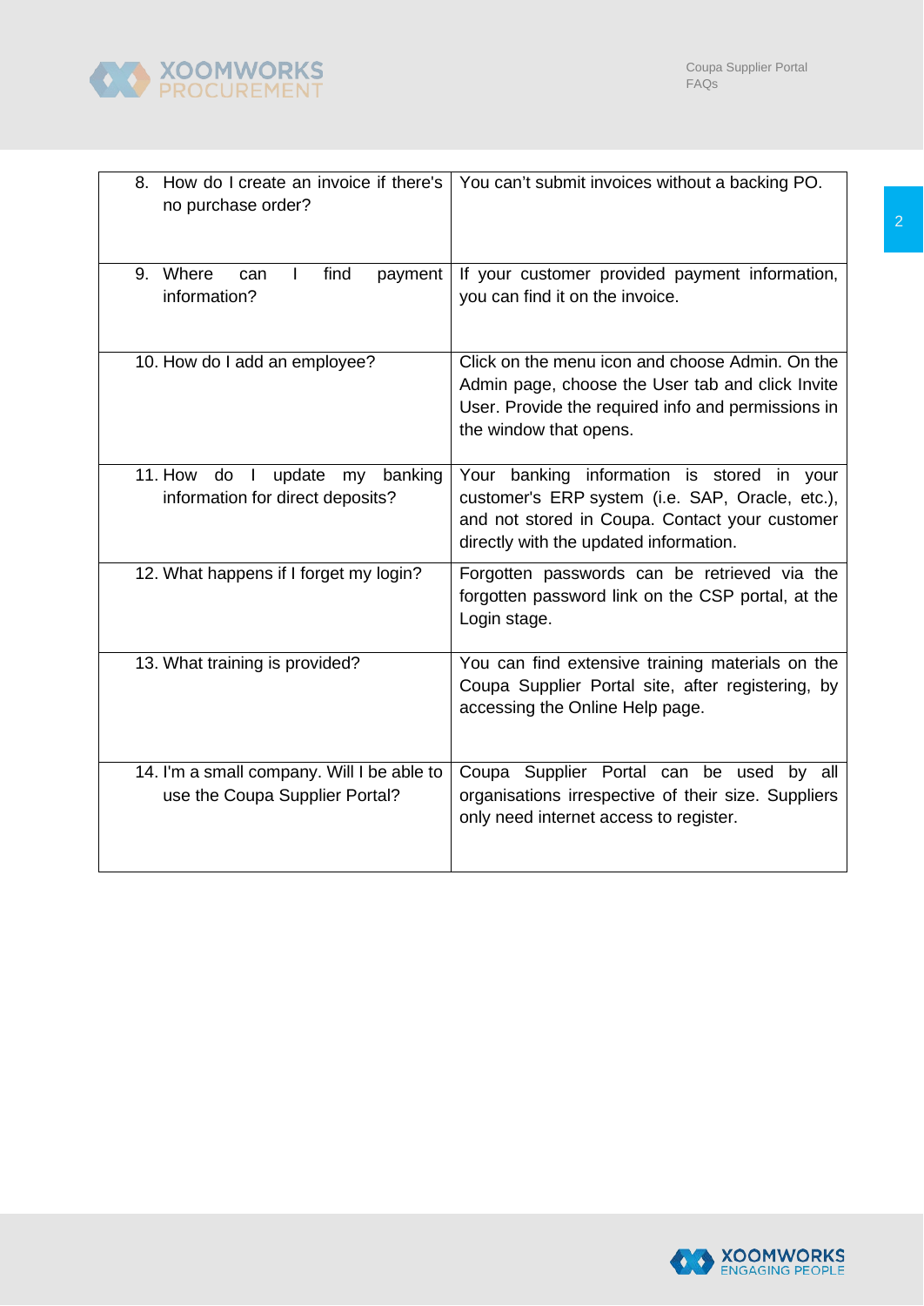| | |
|---|---|
| 8. How do I create an invoice if there's no purchase order? | You can't submit invoices without a backing PO. |
| 9. Where can I find payment information? | If your customer provided payment information, you can find it on the invoice. |
| 10. How do I add an employee? | Click on the menu icon and choose Admin. On the Admin page, choose the User tab and click Invite User. Provide the required info and permissions in the window that opens. |
| 11. How do I update my banking information for direct deposits? | Your banking information is stored in your customer's ERP system (i.e. SAP, Oracle, etc.), and not stored in Coupa. Contact your customer directly with the updated information. |
| 12. What happens if I forget my login? | Forgotten passwords can be retrieved via the forgotten password link on the CSP portal, at the Login stage. |
| 13. What training is provided? | You can find extensive training materials on the Coupa Supplier Portal site, after registering, by accessing the Online Help page. |
| 14. I'm a small company. Will I be able to use the Coupa Supplier Portal? | Coupa Supplier Portal can be used by all organisations irrespective of their size. Suppliers only need internet access to register. |